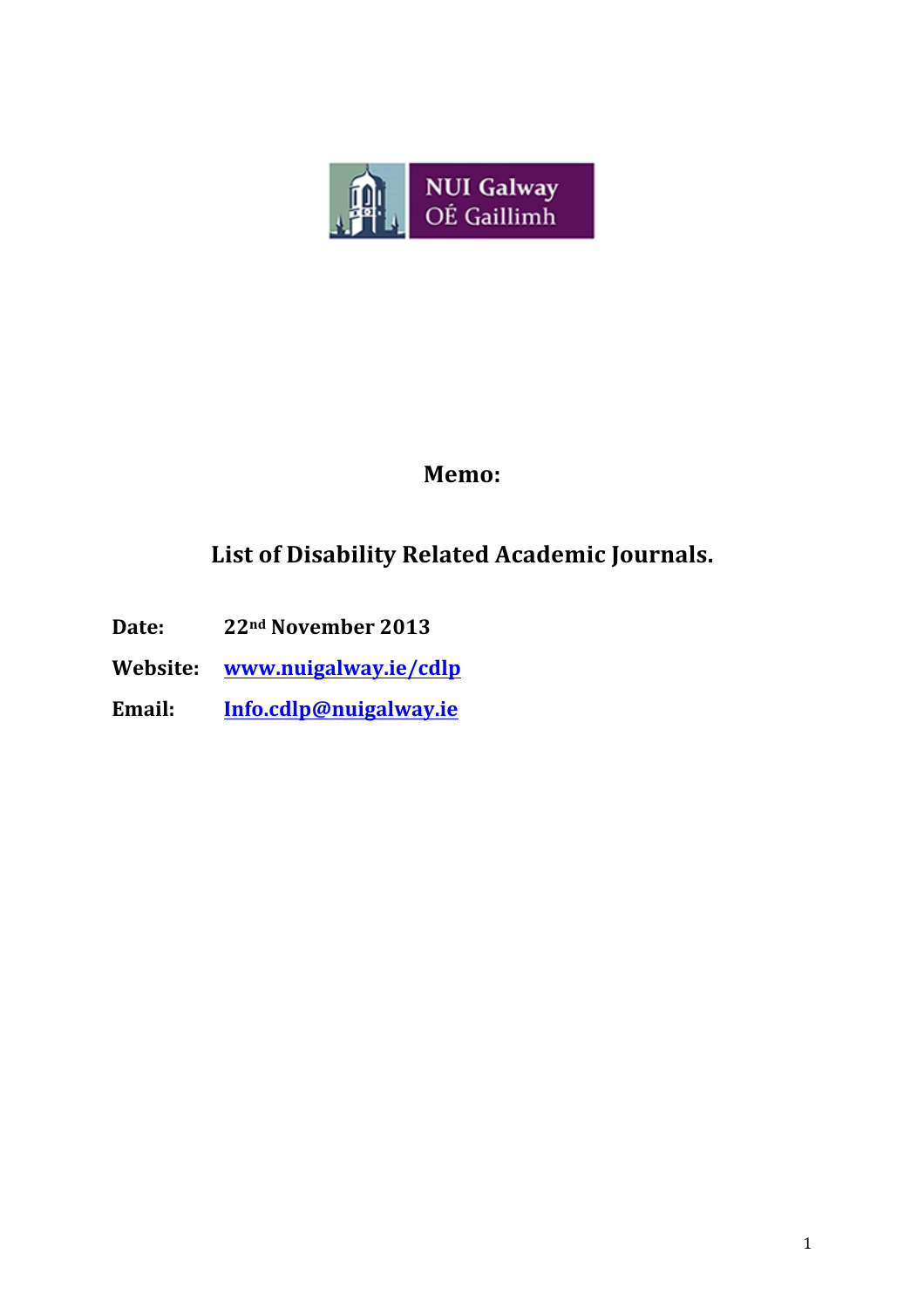NUI Galway
OÉ Gaillimh

# Memo:

## List of Disability Related Academic Journals.

**Date:** 22nd November 2013

**Website:** [www.nuigalway.ie/cdlp](http://www.nuigalway.ie/cdlp)

**Email:** [Info.cdlp@nuigalway.ie](mailto:Info.cdlp@nuigalway.ie)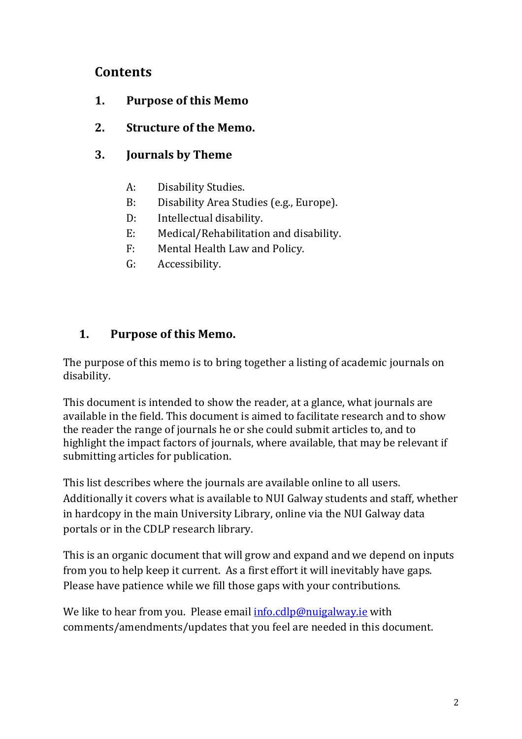## Contents

1. **Purpose of this Memo**

2. **Structure of the Memo.**

3. **Journals by Theme**

   A: Disability Studies.
   B: Disability Area Studies (e.g., Europe).
   D: Intellectual disability.
   E: Medical/Rehabilitation and disability.
   F: Mental Health Law and Policy.
   G: Accessibility.

## 1. Purpose of this Memo.

The purpose of this memo is to bring together a listing of academic journals on disability.

This document is intended to show the reader, at a glance, what journals are available in the field. This document is aimed to facilitate research and to show the reader the range of journals he or she could submit articles to, and to highlight the impact factors of journals, where available, that may be relevant if submitting articles for publication.

This list describes where the journals are available online to all users. Additionally it covers what is available to NUI Galway students and staff, whether in hardcopy in the main University Library, online via the NUI Galway data portals or in the CDLP research library.

This is an organic document that will grow and expand and we depend on inputs from you to help keep it current. As a first effort it will inevitably have gaps. Please have patience while we fill those gaps with your contributions.

We like to hear from you. Please email info.cdlp@nuigalway.ie with comments/amendments/updates that you feel are needed in this document.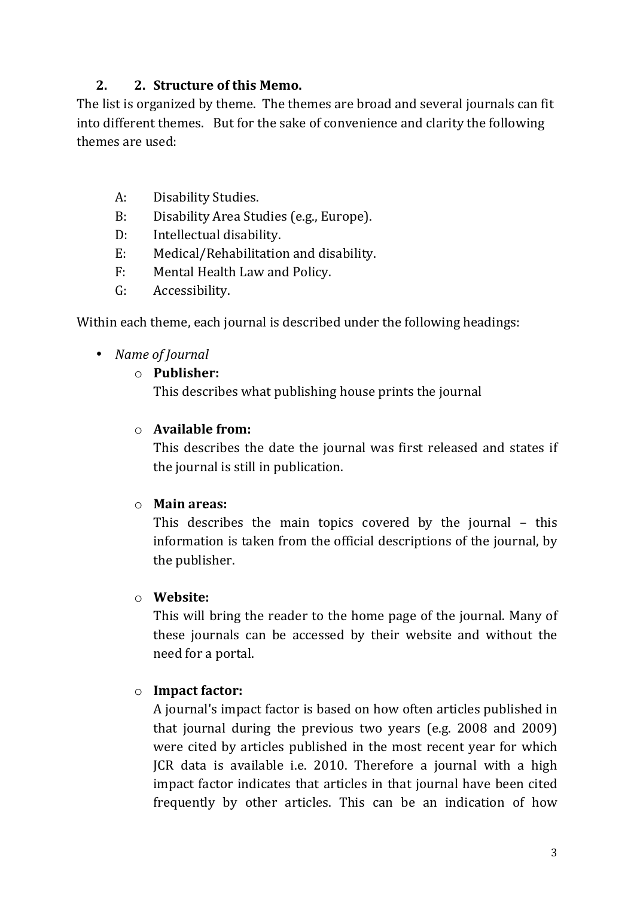## 2. 2. Structure of this Memo.

The list is organized by theme. The themes are broad and several journals can fit into different themes. But for the sake of convenience and clarity the following themes are used:

- A: Disability Studies.
- B: Disability Area Studies (e.g., Europe).
- D: Intellectual disability.
- E: Medical/Rehabilitation and disability.
- F: Mental Health Law and Policy.
- G: Accessibility.

Within each theme, each journal is described under the following headings:

- *Name of Journal*
  - **Publisher:**
    This describes what publishing house prints the journal
  - **Available from:**
    This describes the date the journal was first released and states if the journal is still in publication.
  - **Main areas:**
    This describes the main topics covered by the journal – this information is taken from the official descriptions of the journal, by the publisher.
  - **Website:**
    This will bring the reader to the home page of the journal. Many of these journals can be accessed by their website and without the need for a portal.
  - **Impact factor:**
    A journal's impact factor is based on how often articles published in that journal during the previous two years (e.g. 2008 and 2009) were cited by articles published in the most recent year for which JCR data is available i.e. 2010. Therefore a journal with a high impact factor indicates that articles in that journal have been cited frequently by other articles. This can be an indication of how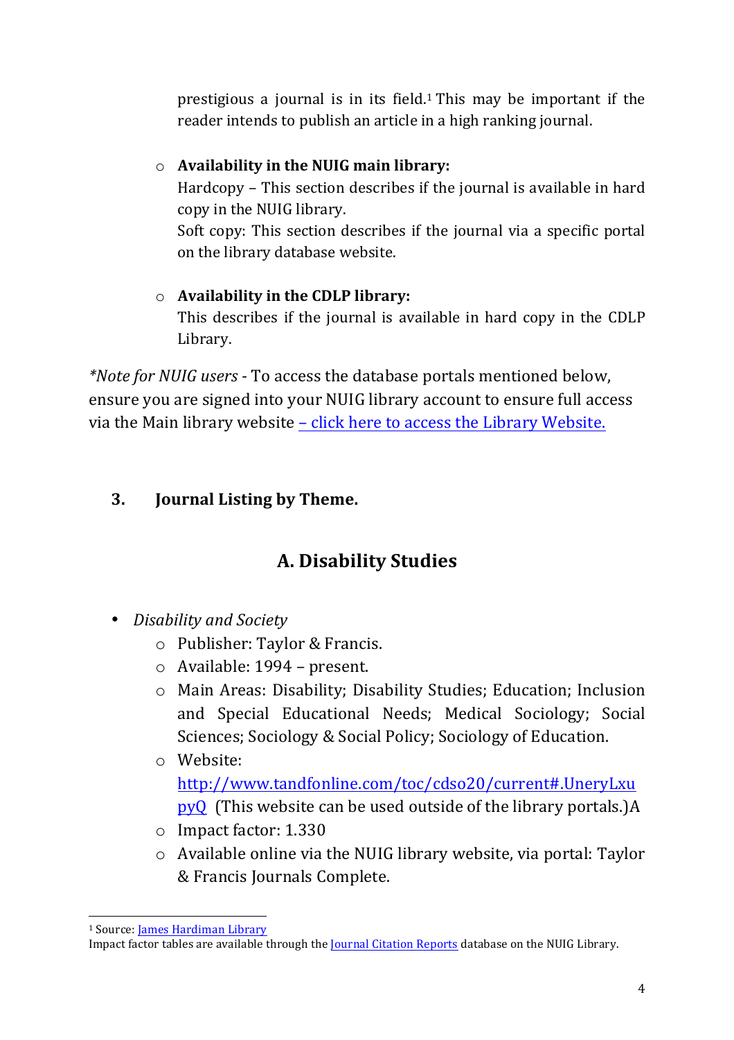prestigious a journal is in its field.[1] This may be important if the reader intends to publish an article in a high ranking journal.

- **Availability in the NUIG main library:**
  Hardcopy – This section describes if the journal is available in hard copy in the NUIG library.
  Soft copy: This section describes if the journal via a specific portal on the library database website.

- **Availability in the CDLP library:**
  This describes if the journal is available in hard copy in the CDLP Library.

*\*Note for NUIG users* - To access the database portals mentioned below, ensure you are signed into your NUIG library account to ensure full access via the Main library website [– click here to access the Library Website.]()

## 3. Journal Listing by Theme.

### A. Disability Studies

- *Disability and Society*
  - Publisher: Taylor & Francis.
  - Available: 1994 – present.
  - Main Areas: Disability; Disability Studies; Education; Inclusion and Special Educational Needs; Medical Sociology; Social Sciences; Sociology & Social Policy; Sociology of Education.
  - Website: [http://www.tandfonline.com/toc/cdso20/current#.UneryLxupyQ](http://www.tandfonline.com/toc/cdso20/current#.UneryLxupyQ) (This website can be used outside of the library portals.)A
  - Impact factor: 1.330
  - Available online via the NUIG library website, via portal: Taylor & Francis Journals Complete.

---

[1] Source: James Hardiman Library
Impact factor tables are available through the Journal Citation Reports database on the NUIG Library.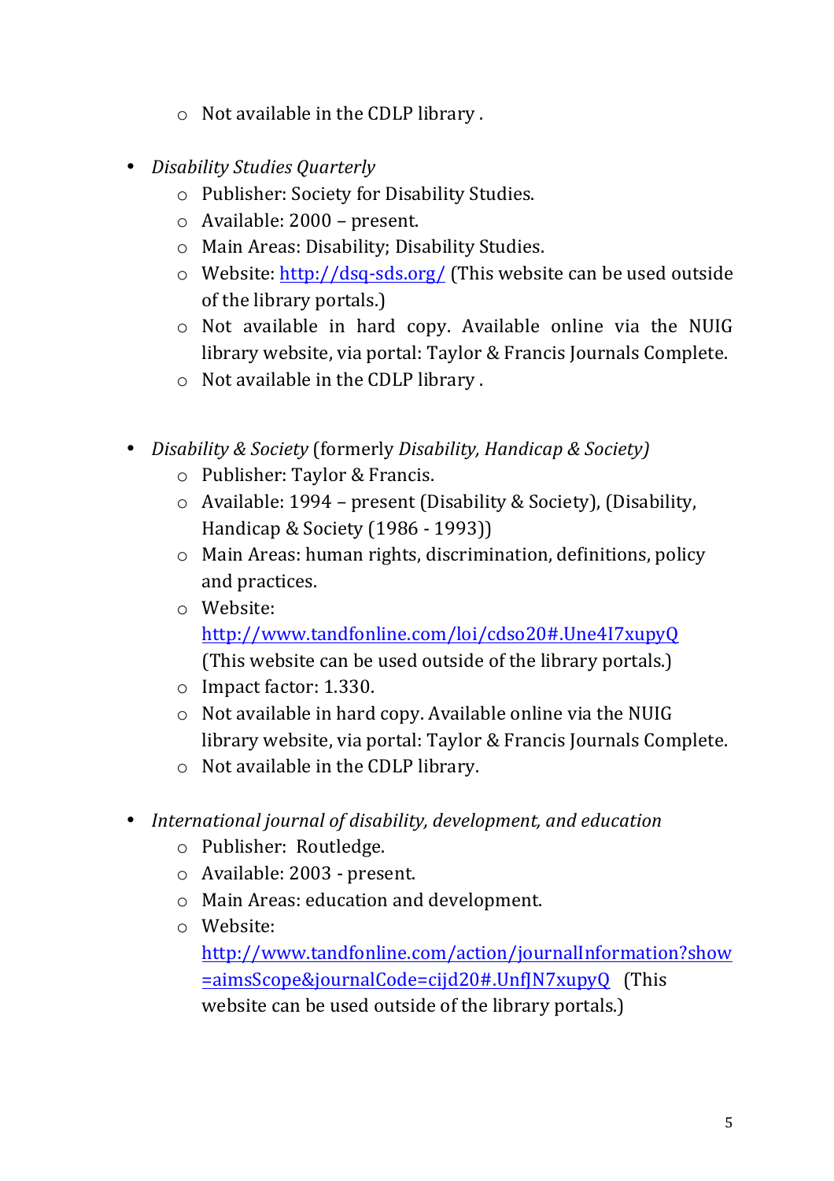- Not available in the CDLP library .

- *Disability Studies Quarterly*
  - Publisher: Society for Disability Studies.
  - Available: 2000 – present.
  - Main Areas: Disability; Disability Studies.
  - Website: [http://dsq-sds.org/](http://dsq-sds.org/) (This website can be used outside of the library portals.)
  - Not available in hard copy. Available online via the NUIG library website, via portal: Taylor & Francis Journals Complete.
  - Not available in the CDLP library .

- *Disability & Society* (formerly *Disability, Handicap & Society)*
  - Publisher: Taylor & Francis.
  - Available: 1994 – present (Disability & Society), (Disability, Handicap & Society (1986 - 1993))
  - Main Areas: human rights, discrimination, definitions, policy and practices.
  - Website: [http://www.tandfonline.com/loi/cdso20#.Une4I7xupyQ](http://www.tandfonline.com/loi/cdso20#.Une4I7xupyQ) (This website can be used outside of the library portals.)
  - Impact factor: 1.330.
  - Not available in hard copy. Available online via the NUIG library website, via portal: Taylor & Francis Journals Complete.
  - Not available in the CDLP library.

- *International journal of disability, development, and education*
  - Publisher: Routledge.
  - Available: 2003 - present.
  - Main Areas: education and development.
  - Website: [http://www.tandfonline.com/action/journalInformation?show=aimsScope&journalCode=cijd20#.UnfJN7xupyQ](http://www.tandfonline.com/action/journalInformation?show=aimsScope&journalCode=cijd20#.UnfJN7xupyQ) (This website can be used outside of the library portals.)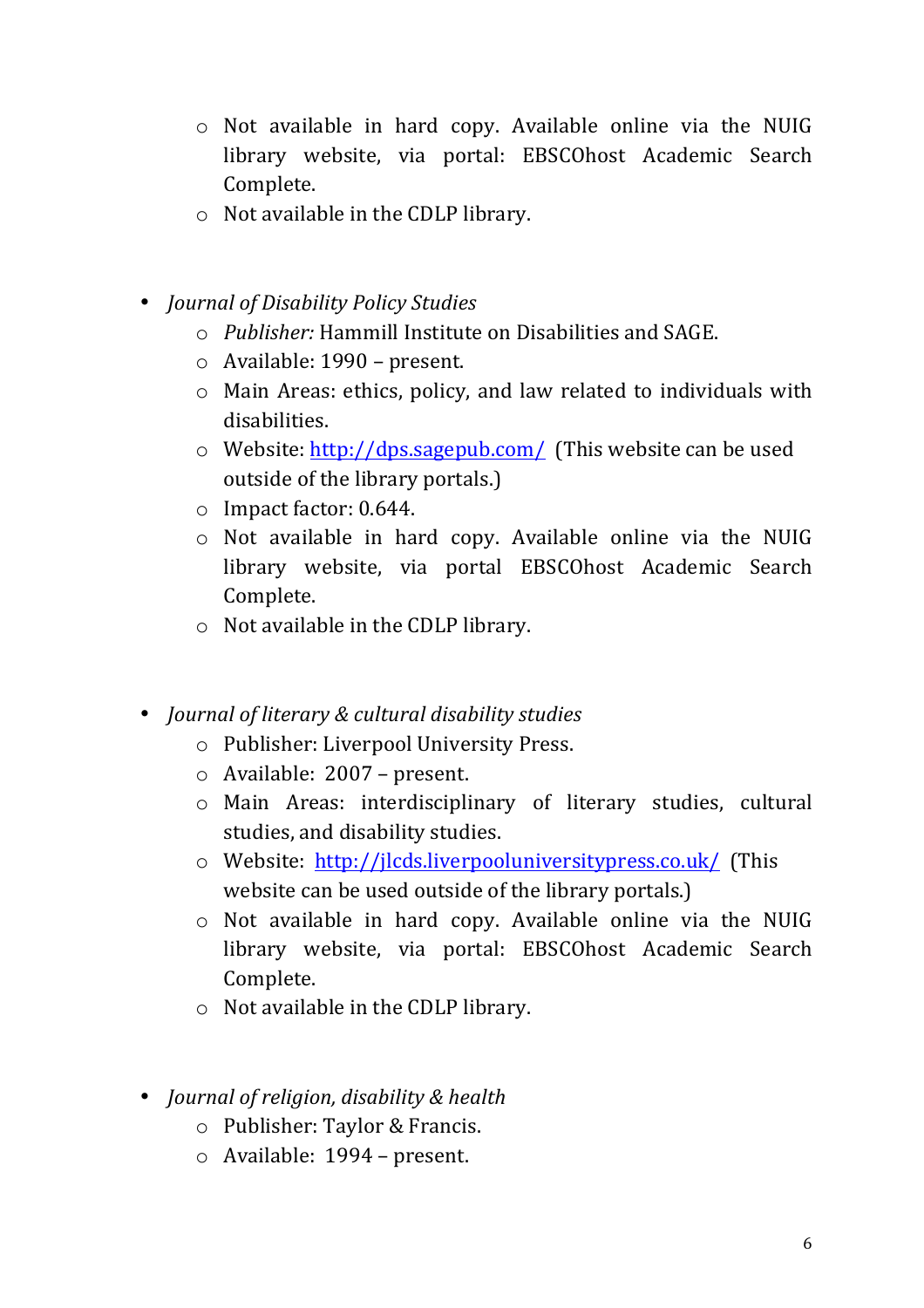- Not available in hard copy. Available online via the NUIG library website, via portal: EBSCOhost Academic Search Complete.
  - Not available in the CDLP library.

- *Journal of Disability Policy Studies*
  - *Publisher:* Hammill Institute on Disabilities and SAGE.
  - Available: 1990 – present.
  - Main Areas: ethics, policy, and law related to individuals with disabilities.
  - Website: [http://dps.sagepub.com/](http://dps.sagepub.com/) (This website can be used outside of the library portals.)
  - Impact factor: 0.644.
  - Not available in hard copy. Available online via the NUIG library website, via portal EBSCOhost Academic Search Complete.
  - Not available in the CDLP library.

- *Journal of literary & cultural disability studies*
  - Publisher: Liverpool University Press.
  - Available: 2007 – present.
  - Main Areas: interdisciplinary of literary studies, cultural studies, and disability studies.
  - Website: [http://jlcds.liverpooluniversitypress.co.uk/](http://jlcds.liverpooluniversitypress.co.uk/) (This website can be used outside of the library portals.)
  - Not available in hard copy. Available online via the NUIG library website, via portal: EBSCOhost Academic Search Complete.
  - Not available in the CDLP library.

- *Journal of religion, disability & health*
  - Publisher: Taylor & Francis.
  - Available: 1994 – present.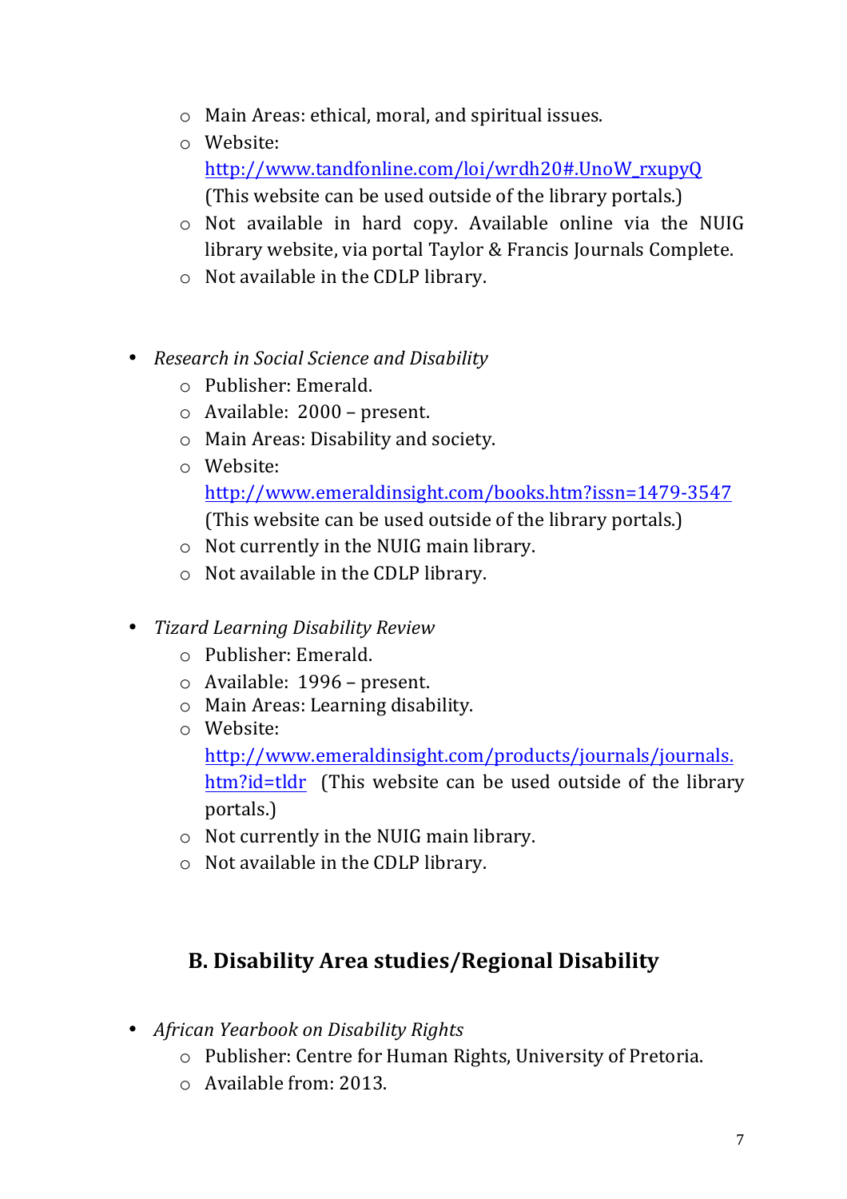- Main Areas: ethical, moral, and spiritual issues.
  - Website: [http://www.tandfonline.com/loi/wrdh20#.UnoW_rxupyQ](http://www.tandfonline.com/loi/wrdh20#.UnoW_rxupyQ) (This website can be used outside of the library portals.)
  - Not available in hard copy. Available online via the NUIG library website, via portal Taylor & Francis Journals Complete.
  - Not available in the CDLP library.

- *Research in Social Science and Disability*
  - Publisher: Emerald.
  - Available: 2000 – present.
  - Main Areas: Disability and society.
  - Website: [http://www.emeraldinsight.com/books.htm?issn=1479-3547](http://www.emeraldinsight.com/books.htm?issn=1479-3547) (This website can be used outside of the library portals.)
  - Not currently in the NUIG main library.
  - Not available in the CDLP library.

- *Tizard Learning Disability Review*
  - Publisher: Emerald.
  - Available: 1996 – present.
  - Main Areas: Learning disability.
  - Website: [http://www.emeraldinsight.com/products/journals/journals.htm?id=tldr](http://www.emeraldinsight.com/products/journals/journals.htm?id=tldr) (This website can be used outside of the library portals.)
  - Not currently in the NUIG main library.
  - Not available in the CDLP library.

## B. Disability Area studies/Regional Disability

- *African Yearbook on Disability Rights*
  - Publisher: Centre for Human Rights, University of Pretoria.
  - Available from: 2013.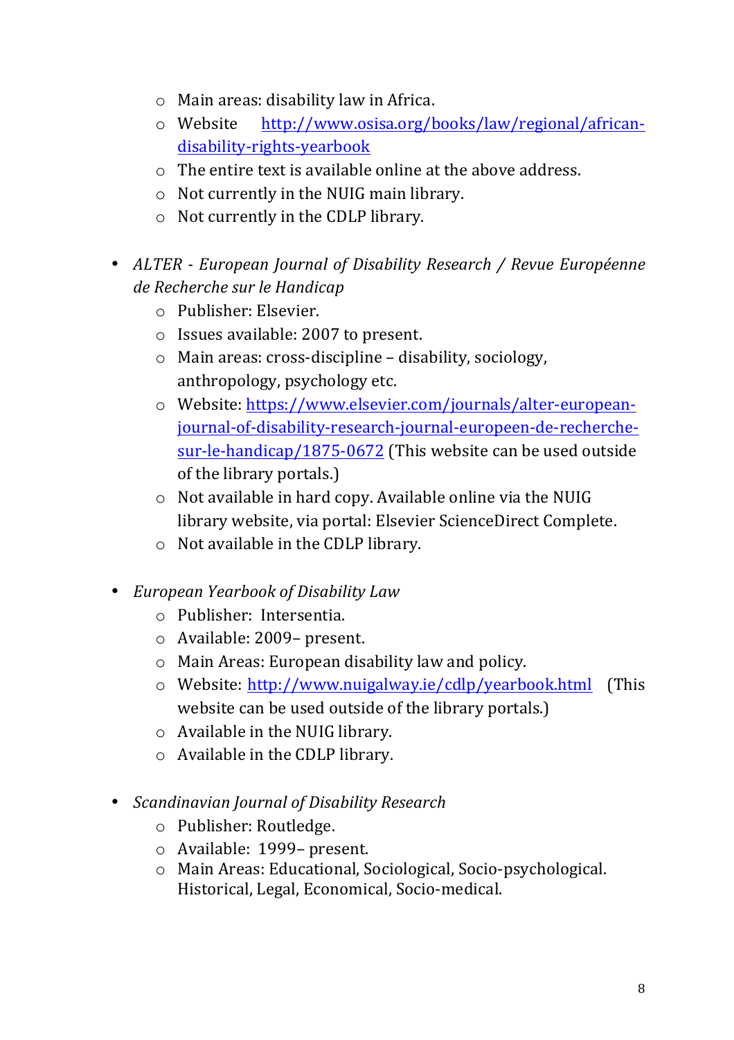- Main areas: disability law in Africa.
  - Website [http://www.osisa.org/books/law/regional/african-disability-rights-yearbook](http://www.osisa.org/books/law/regional/african-disability-rights-yearbook)
  - The entire text is available online at the above address.
  - Not currently in the NUIG main library.
  - Not currently in the CDLP library.

- *ALTER - European Journal of Disability Research / Revue Européenne de Recherche sur le Handicap*
  - Publisher: Elsevier.
  - Issues available: 2007 to present.
  - Main areas: cross-discipline – disability, sociology, anthropology, psychology etc.
  - Website: [https://www.elsevier.com/journals/alter-european-journal-of-disability-research-journal-europeen-de-recherche-sur-le-handicap/1875-0672](https://www.elsevier.com/journals/alter-european-journal-of-disability-research-journal-europeen-de-recherche-sur-le-handicap/1875-0672) (This website can be used outside of the library portals.)
  - Not available in hard copy. Available online via the NUIG library website, via portal: Elsevier ScienceDirect Complete.
  - Not available in the CDLP library.

- *European Yearbook of Disability Law*
  - Publisher: Intersentia.
  - Available: 2009– present.
  - Main Areas: European disability law and policy.
  - Website: [http://www.nuigalway.ie/cdlp/yearbook.html](http://www.nuigalway.ie/cdlp/yearbook.html) (This website can be used outside of the library portals.)
  - Available in the NUIG library.
  - Available in the CDLP library.

- *Scandinavian Journal of Disability Research*
  - Publisher: Routledge.
  - Available: 1999– present.
  - Main Areas: Educational, Sociological, Socio-psychological. Historical, Legal, Economical, Socio-medical.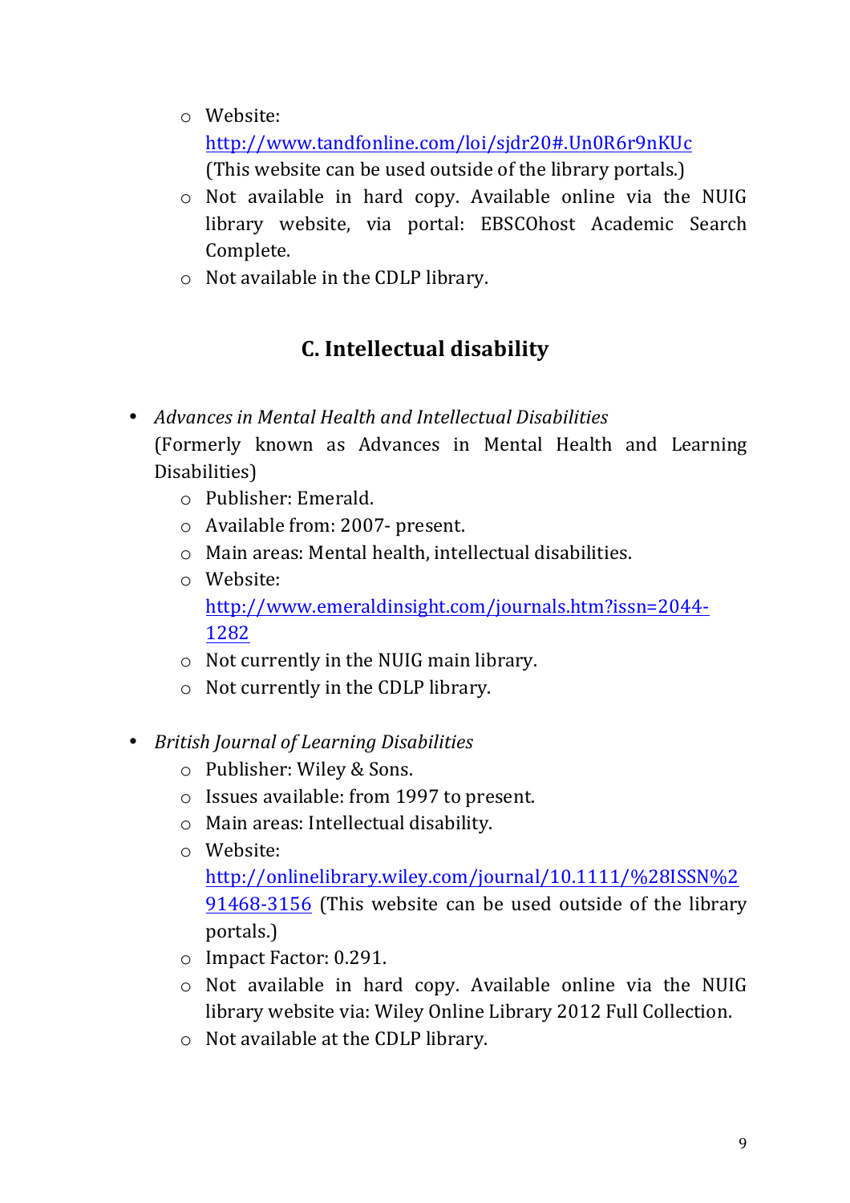- Website: http://www.tandfonline.com/loi/sjdr20#.Un0R6r9nKUc (This website can be used outside of the library portals.)
- Not available in hard copy. Available online via the NUIG library website, via portal: EBSCOhost Academic Search Complete.
- Not available in the CDLP library.

## C. Intellectual disability

- *Advances in Mental Health and Intellectual Disabilities* (Formerly known as Advances in Mental Health and Learning Disabilities)
  - Publisher: Emerald.
  - Available from: 2007- present.
  - Main areas: Mental health, intellectual disabilities.
  - Website: http://www.emeraldinsight.com/journals.htm?issn=2044-1282
  - Not currently in the NUIG main library.
  - Not currently in the CDLP library.

- *British Journal of Learning Disabilities*
  - Publisher: Wiley & Sons.
  - Issues available: from 1997 to present.
  - Main areas: Intellectual disability.
  - Website: http://onlinelibrary.wiley.com/journal/10.1111/%28ISSN%291468-3156 (This website can be used outside of the library portals.)
  - Impact Factor: 0.291.
  - Not available in hard copy. Available online via the NUIG library website via: Wiley Online Library 2012 Full Collection.
  - Not available at the CDLP library.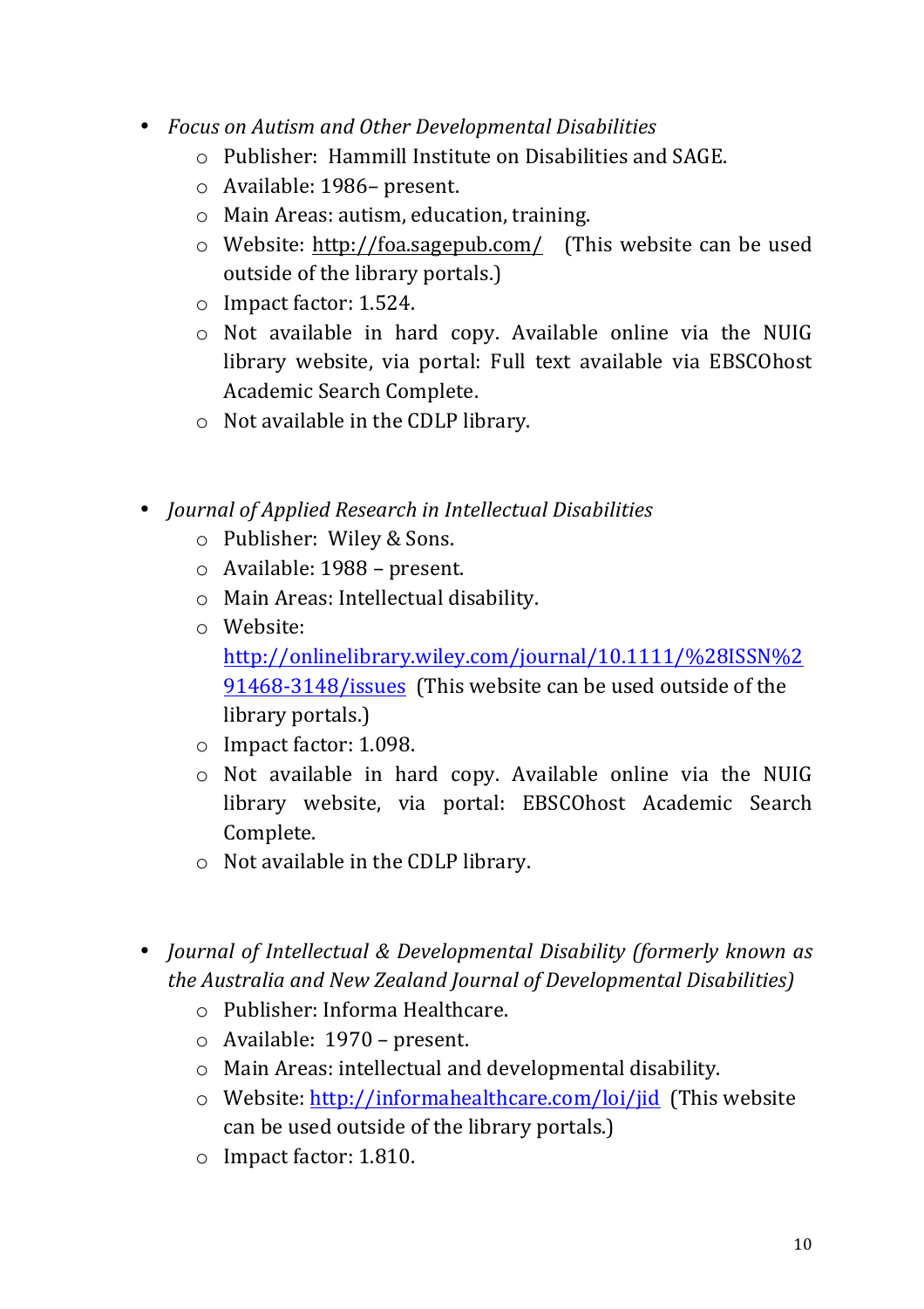- *Focus on Autism and Other Developmental Disabilities*
    - Publisher: Hammill Institute on Disabilities and SAGE.
    - Available: 1986– present.
    - Main Areas: autism, education, training.
    - Website: http://foa.sagepub.com/ (This website can be used outside of the library portals.)
    - Impact factor: 1.524.
    - Not available in hard copy. Available online via the NUIG library website, via portal: Full text available via EBSCOhost Academic Search Complete.
    - Not available in the CDLP library.

- *Journal of Applied Research in Intellectual Disabilities*
    - Publisher: Wiley & Sons.
    - Available: 1988 – present.
    - Main Areas: Intellectual disability.
    - Website: http://onlinelibrary.wiley.com/journal/10.1111/%28ISSN%291468-3148/issues (This website can be used outside of the library portals.)
    - Impact factor: 1.098.
    - Not available in hard copy. Available online via the NUIG library website, via portal: EBSCOhost Academic Search Complete.
    - Not available in the CDLP library.

- *Journal of Intellectual & Developmental Disability (formerly known as the Australia and New Zealand Journal of Developmental Disabilities)*
    - Publisher: Informa Healthcare.
    - Available: 1970 – present.
    - Main Areas: intellectual and developmental disability.
    - Website: http://informahealthcare.com/loi/jid (This website can be used outside of the library portals.)
    - Impact factor: 1.810.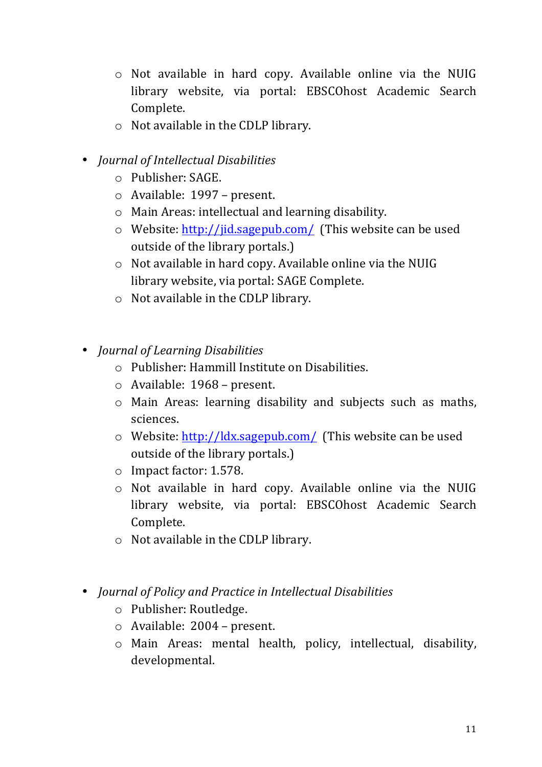- Not available in hard copy. Available online via the NUIG library website, via portal: EBSCOhost Academic Search Complete.
    - Not available in the CDLP library.

- *Journal of Intellectual Disabilities*
    - Publisher: SAGE.
    - Available: 1997 – present.
    - Main Areas: intellectual and learning disability.
    - Website: [http://jid.sagepub.com/](http://jid.sagepub.com/) (This website can be used outside of the library portals.)
    - Not available in hard copy. Available online via the NUIG library website, via portal: SAGE Complete.
    - Not available in the CDLP library.

- *Journal of Learning Disabilities*
    - Publisher: Hammill Institute on Disabilities.
    - Available: 1968 – present.
    - Main Areas: learning disability and subjects such as maths, sciences.
    - Website: [http://ldx.sagepub.com/](http://ldx.sagepub.com/) (This website can be used outside of the library portals.)
    - Impact factor: 1.578.
    - Not available in hard copy. Available online via the NUIG library website, via portal: EBSCOhost Academic Search Complete.
    - Not available in the CDLP library.

- *Journal of Policy and Practice in Intellectual Disabilities*
    - Publisher: Routledge.
    - Available: 2004 – present.
    - Main Areas: mental health, policy, intellectual, disability, developmental.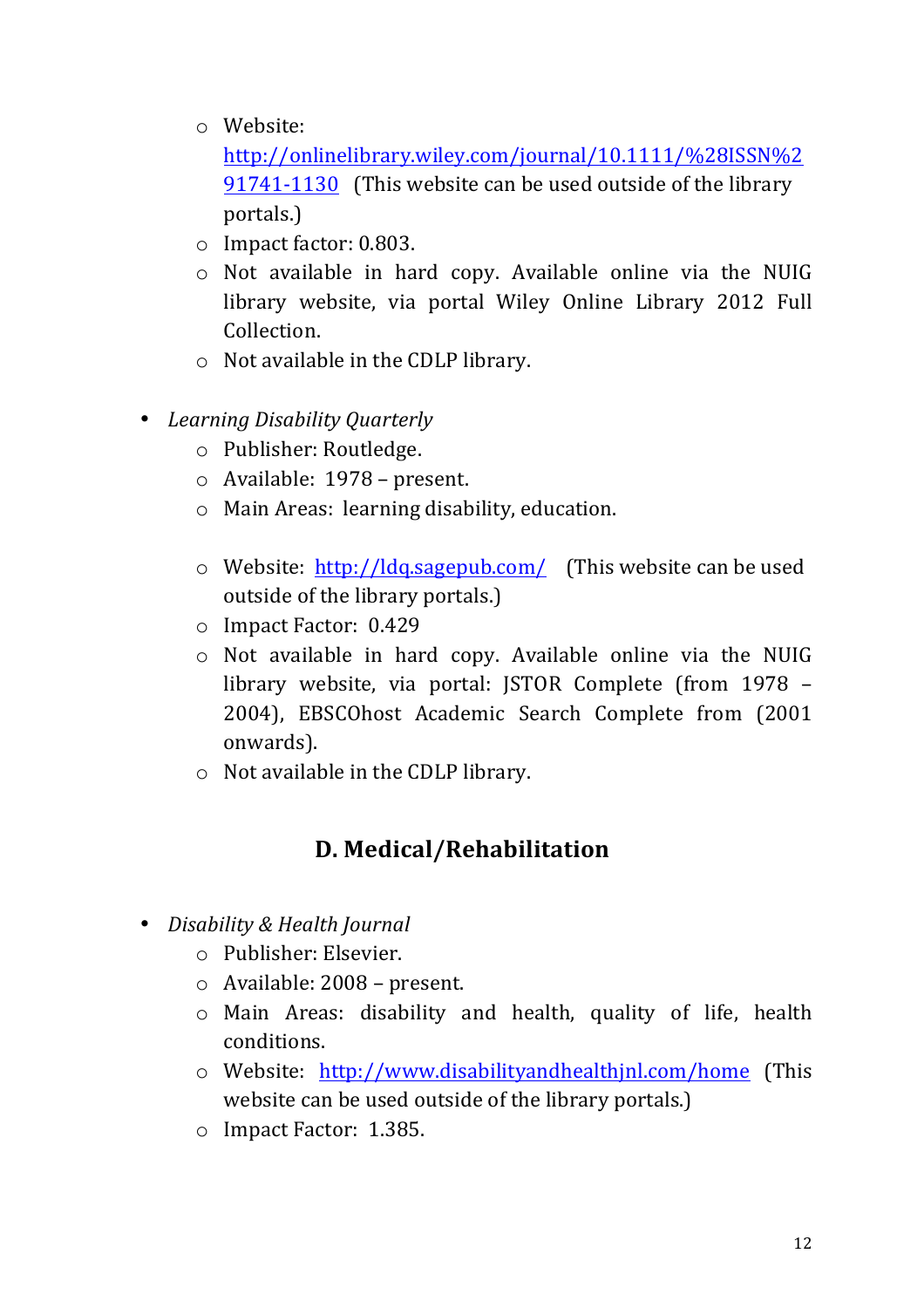- Website: [http://onlinelibrary.wiley.com/journal/10.1111/%28ISSN%291741-1130](http://onlinelibrary.wiley.com/journal/10.1111/%28ISSN%291741-1130) (This website can be used outside of the library portals.)
- Impact factor: 0.803.
- Not available in hard copy. Available online via the NUIG library website, via portal Wiley Online Library 2012 Full Collection.
- Not available in the CDLP library.

- *Learning Disability Quarterly*
  - Publisher: Routledge.
  - Available: 1978 – present.
  - Main Areas: learning disability, education.

  - Website: [http://ldq.sagepub.com/](http://ldq.sagepub.com/) (This website can be used outside of the library portals.)
  - Impact Factor: 0.429
  - Not available in hard copy. Available online via the NUIG library website, via portal: JSTOR Complete (from 1978 – 2004), EBSCOhost Academic Search Complete from (2001 onwards).
  - Not available in the CDLP library.

## D. Medical/Rehabilitation

- *Disability & Health Journal*
  - Publisher: Elsevier.
  - Available: 2008 – present.
  - Main Areas: disability and health, quality of life, health conditions.
  - Website: [http://www.disabilityandhealthjnl.com/home](http://www.disabilityandhealthjnl.com/home) (This website can be used outside of the library portals.)
  - Impact Factor: 1.385.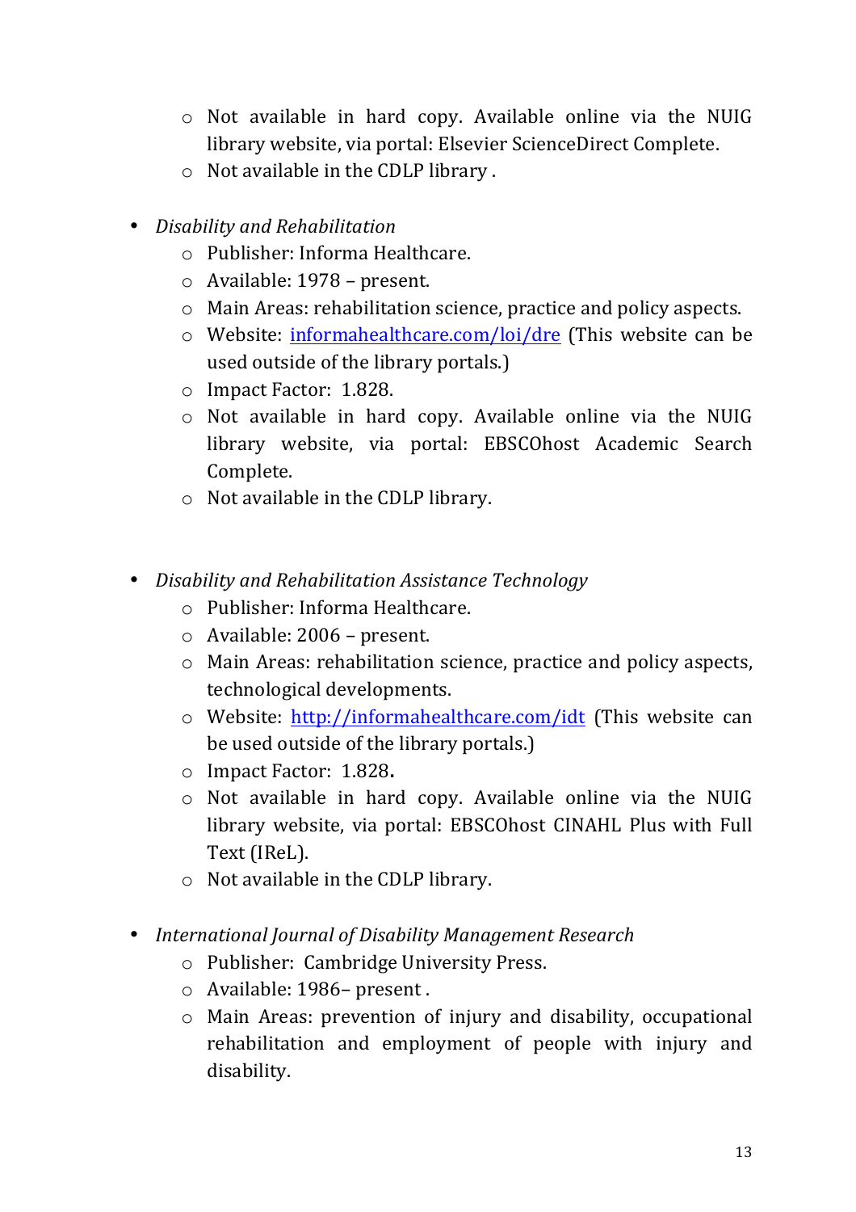- Not available in hard copy. Available online via the NUIG library website, via portal: Elsevier ScienceDirect Complete.
   - Not available in the CDLP library .

- *Disability and Rehabilitation*
   - Publisher: Informa Healthcare.
   - Available: 1978 – present.
   - Main Areas: rehabilitation science, practice and policy aspects.
   - Website: [informahealthcare.com/loi/dre](informahealthcare.com/loi/dre) (This website can be used outside of the library portals.)
   - Impact Factor: 1.828.
   - Not available in hard copy. Available online via the NUIG library website, via portal: EBSCOhost Academic Search Complete.
   - Not available in the CDLP library.

- *Disability and Rehabilitation Assistance Technology*
   - Publisher: Informa Healthcare.
   - Available: 2006 – present.
   - Main Areas: rehabilitation science, practice and policy aspects, technological developments.
   - Website: [http://informahealthcare.com/idt](http://informahealthcare.com/idt) (This website can be used outside of the library portals.)
   - Impact Factor: 1.828**.**
   - Not available in hard copy. Available online via the NUIG library website, via portal: EBSCOhost CINAHL Plus with Full Text (IReL).
   - Not available in the CDLP library.

- *International Journal of Disability Management Research*
   - Publisher: Cambridge University Press.
   - Available: 1986– present .
   - Main Areas: prevention of injury and disability, occupational rehabilitation and employment of people with injury and disability.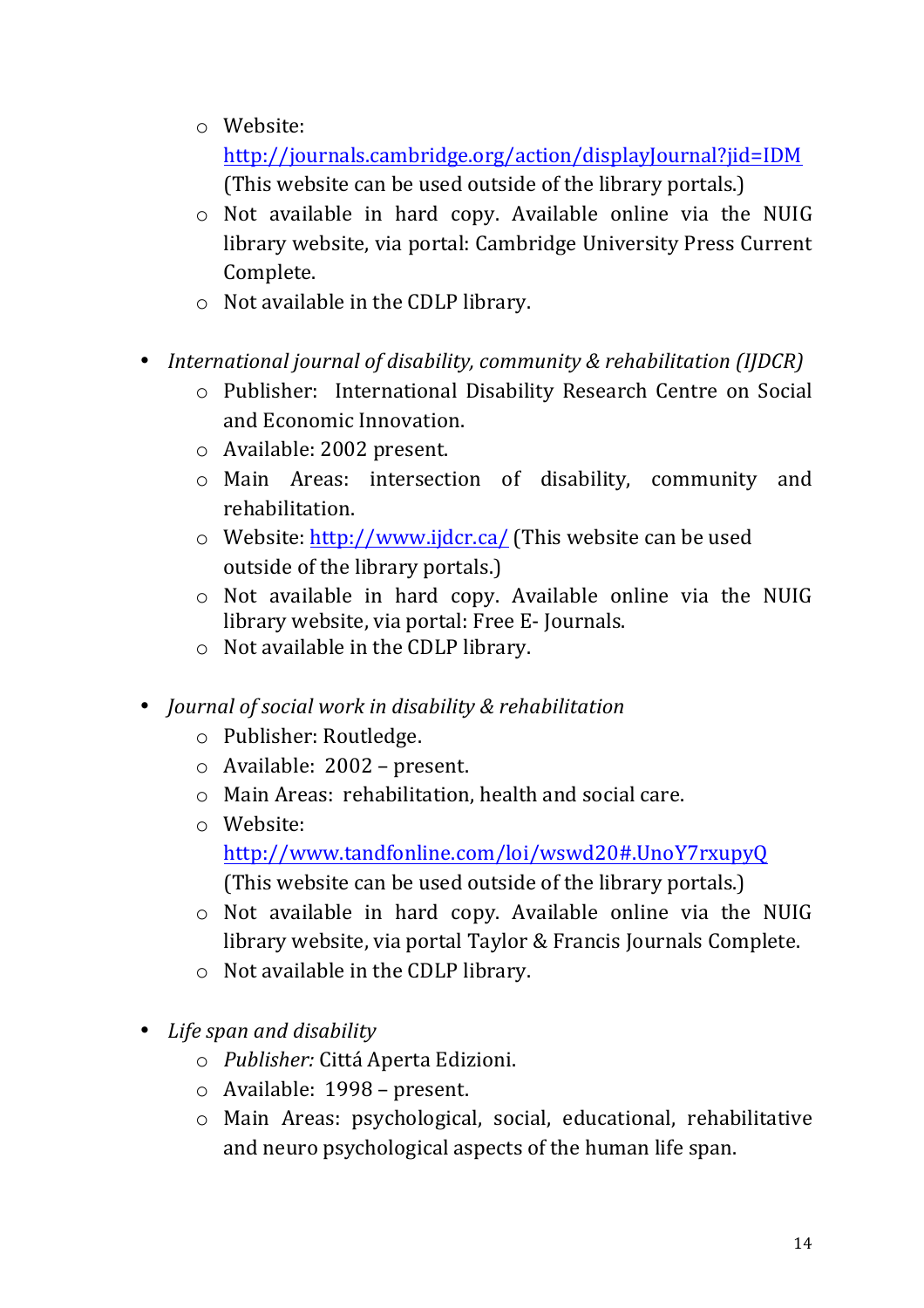- Website: http://journals.cambridge.org/action/displayJournal?jid=IDM (This website can be used outside of the library portals.)
- Not available in hard copy. Available online via the NUIG library website, via portal: Cambridge University Press Current Complete.
- Not available in the CDLP library.

- *International journal of disability, community & rehabilitation (IJDCR)*
  - Publisher: International Disability Research Centre on Social and Economic Innovation.
  - Available: 2002 present.
  - Main Areas: intersection of disability, community and rehabilitation.
  - Website: http://www.ijdcr.ca/ (This website can be used outside of the library portals.)
  - Not available in hard copy. Available online via the NUIG library website, via portal: Free E- Journals.
  - Not available in the CDLP library.

- *Journal of social work in disability & rehabilitation*
  - Publisher: Routledge.
  - Available: 2002 – present.
  - Main Areas: rehabilitation, health and social care.
  - Website: http://www.tandfonline.com/loi/wswd20#.UnoY7rxupyQ (This website can be used outside of the library portals.)
  - Not available in hard copy. Available online via the NUIG library website, via portal Taylor & Francis Journals Complete.
  - Not available in the CDLP library.

- *Life span and disability*
  - *Publisher:* Cittá Aperta Edizioni.
  - Available: 1998 – present.
  - Main Areas: psychological, social, educational, rehabilitative and neuro psychological aspects of the human life span.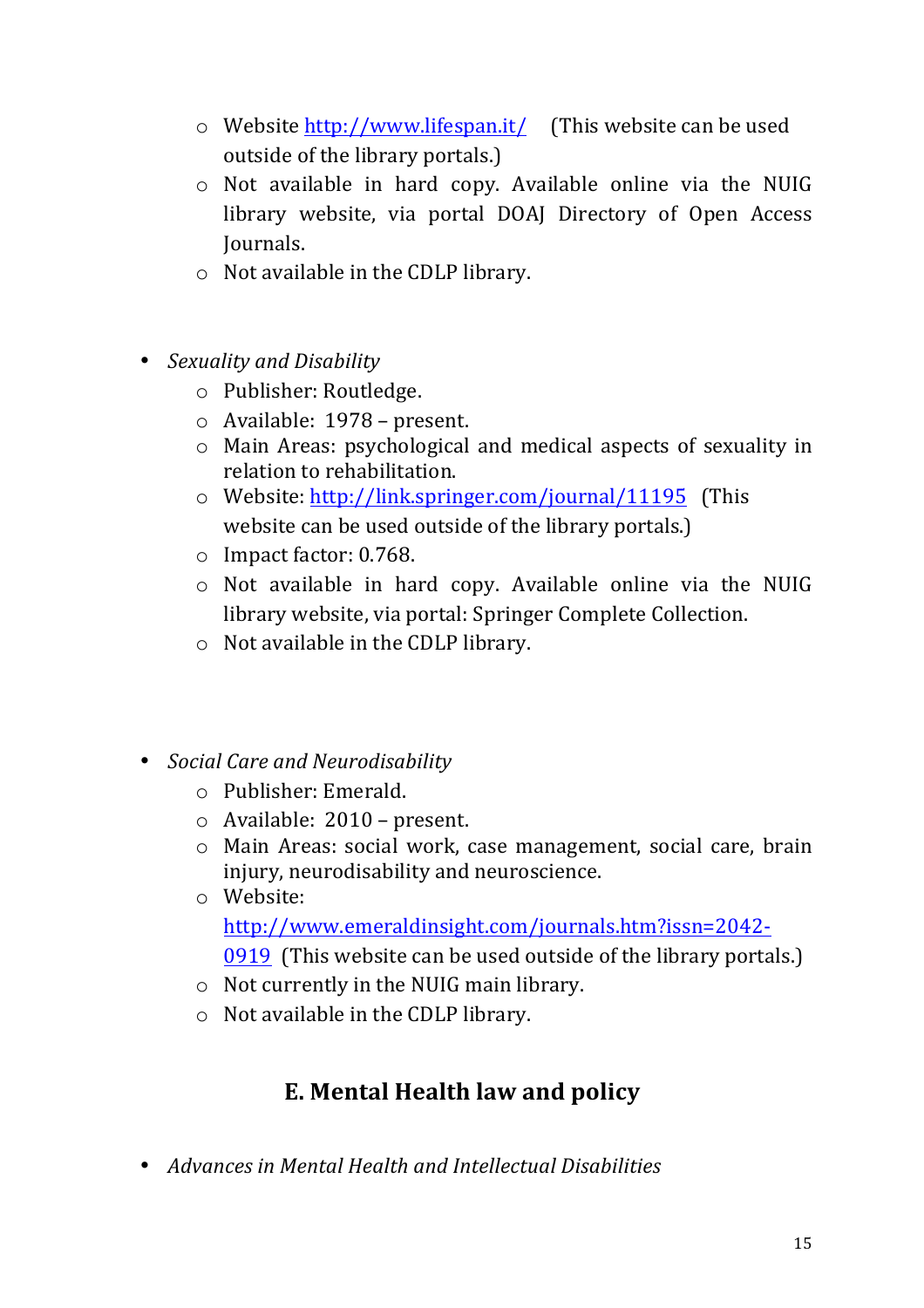- Website http://www.lifespan.it/ (This website can be used outside of the library portals.)
- Not available in hard copy. Available online via the NUIG library website, via portal DOAJ Directory of Open Access Journals.
- Not available in the CDLP library.

- *Sexuality and Disability*
    - Publisher: Routledge.
    - Available: 1978 – present.
    - Main Areas: psychological and medical aspects of sexuality in relation to rehabilitation.
    - Website: http://link.springer.com/journal/11195 (This website can be used outside of the library portals.)
    - Impact factor: 0.768.
    - Not available in hard copy. Available online via the NUIG library website, via portal: Springer Complete Collection.
    - Not available in the CDLP library.

- *Social Care and Neurodisability*
    - Publisher: Emerald.
    - Available: 2010 – present.
    - Main Areas: social work, case management, social care, brain injury, neurodisability and neuroscience.
    - Website: http://www.emeraldinsight.com/journals.htm?issn=2042-0919 (This website can be used outside of the library portals.)
    - Not currently in the NUIG main library.
    - Not available in the CDLP library.

## E. Mental Health law and policy

- *Advances in Mental Health and Intellectual Disabilities*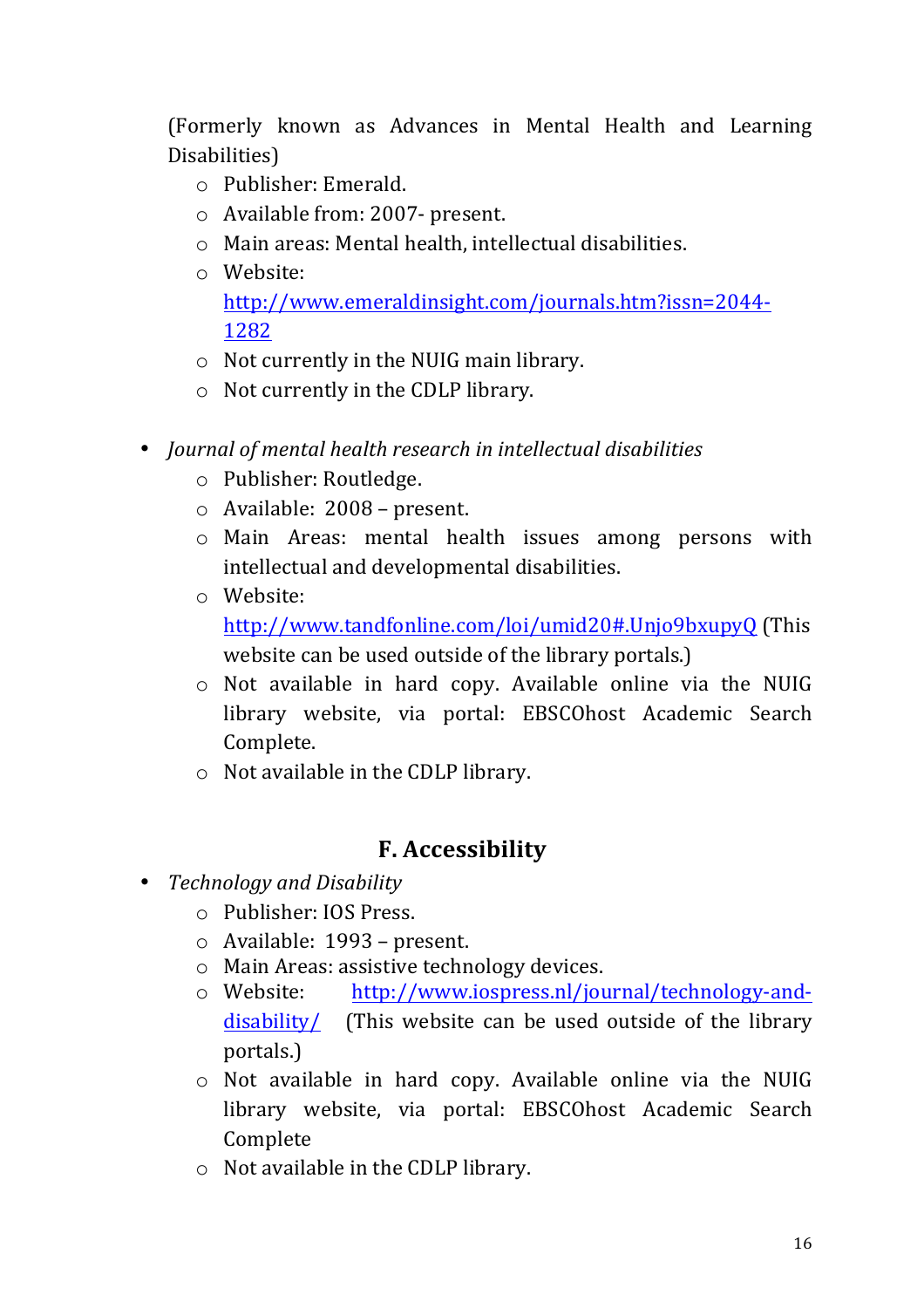(Formerly known as Advances in Mental Health and Learning Disabilities)

  - Publisher: Emerald.
  - Available from: 2007- present.
  - Main areas: Mental health, intellectual disabilities.
  - Website: http://www.emeraldinsight.com/journals.htm?issn=2044-1282
  - Not currently in the NUIG main library.
  - Not currently in the CDLP library.

- *Journal of mental health research in intellectual disabilities*
  - Publisher: Routledge.
  - Available: 2008 – present.
  - Main Areas: mental health issues among persons with intellectual and developmental disabilities.
  - Website: http://www.tandfonline.com/loi/umid20#.Unjo9bxupyQ (This website can be used outside of the library portals.)
  - Not available in hard copy. Available online via the NUIG library website, via portal: EBSCOhost Academic Search Complete.
  - Not available in the CDLP library.

## F. Accessibility

- *Technology and Disability*
  - Publisher: IOS Press.
  - Available: 1993 – present.
  - Main Areas: assistive technology devices.
  - Website: http://www.iospress.nl/journal/technology-and-disability/ (This website can be used outside of the library portals.)
  - Not available in hard copy. Available online via the NUIG library website, via portal: EBSCOhost Academic Search Complete
  - Not available in the CDLP library.